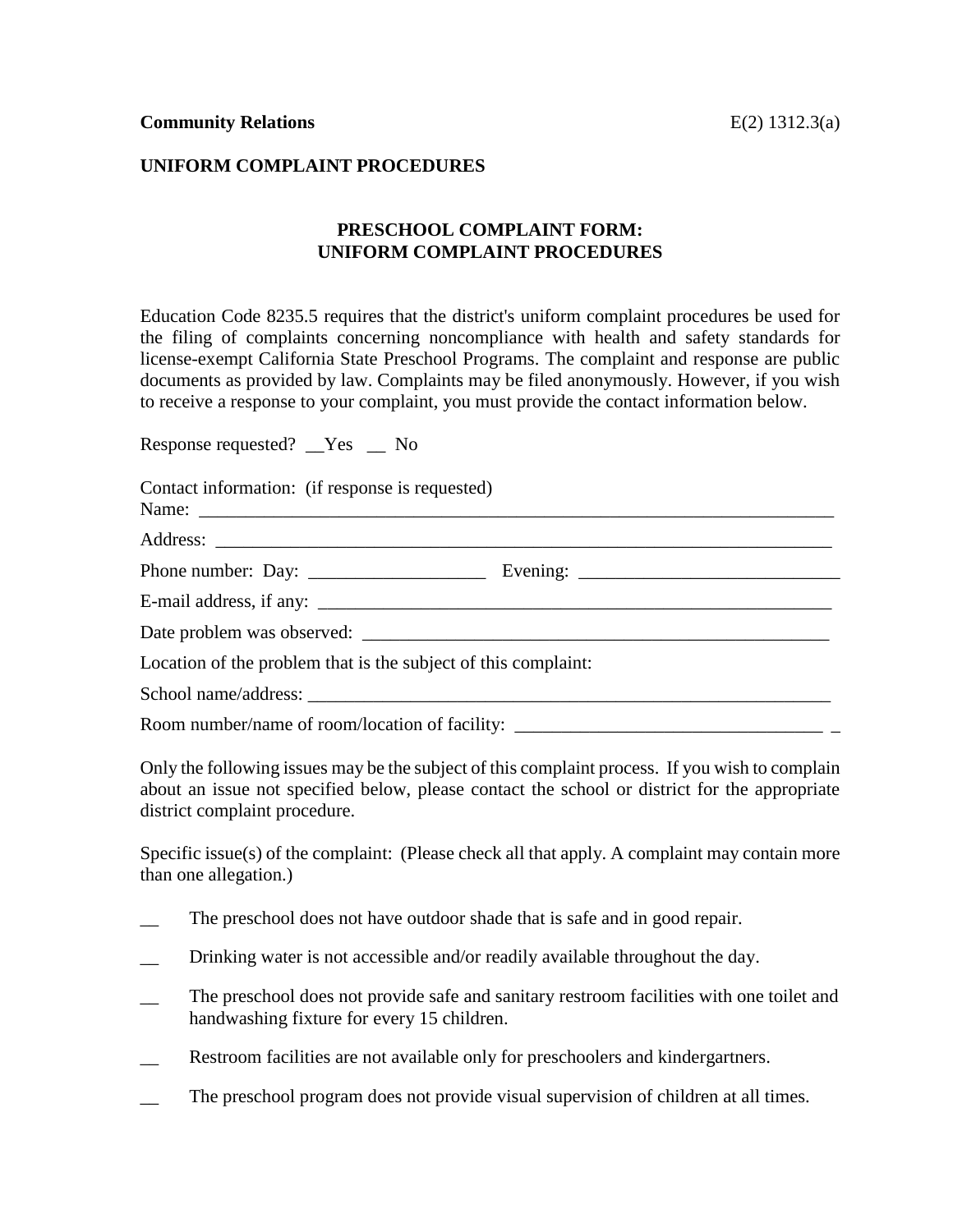**Community Relations** E(2) 1312.3(a)

**UNIFORM COMPLAINT PROCEDURES**

## PRESCHOOL COMPLAINT FORM: UNIFORM COMPLAINT PROCEDURES

Education Code 8235.5 requires that the district's uniform complaint procedures be used for the filing of complaints concerning noncompliance with health and safety standards for license-exempt California State Preschool Programs. The complaint and response are public documents as provided by law. Complaints may be filed anonymously. However, if you wish to receive a response to your complaint, you must provide the contact information below.

Response requested? __Yes __ No

Contact information: (if response is requested)
Name: ________________________________________________________________________

Address: ______________________________________________________________________

Phone number: Day: ___________________ Evening: ____________________________

E-mail address, if any: ___________________________________________________________

Date problem was observed: ____________________________________________________

Location of the problem that is the subject of this complaint:

School name/address: _____________________________________________________________

Room number/name of room/location of facility: _________________________________ _

Only the following issues may be the subject of this complaint process. If you wish to complain about an issue not specified below, please contact the school or district for the appropriate district complaint procedure.

Specific issue(s) of the complaint: (Please check all that apply. A complaint may contain more than one allegation.)

__ The preschool does not have outdoor shade that is safe and in good repair.

__ Drinking water is not accessible and/or readily available throughout the day.

__ The preschool does not provide safe and sanitary restroom facilities with one toilet and handwashing fixture for every 15 children.

__ Restroom facilities are not available only for preschoolers and kindergartners.

__ The preschool program does not provide visual supervision of children at all times.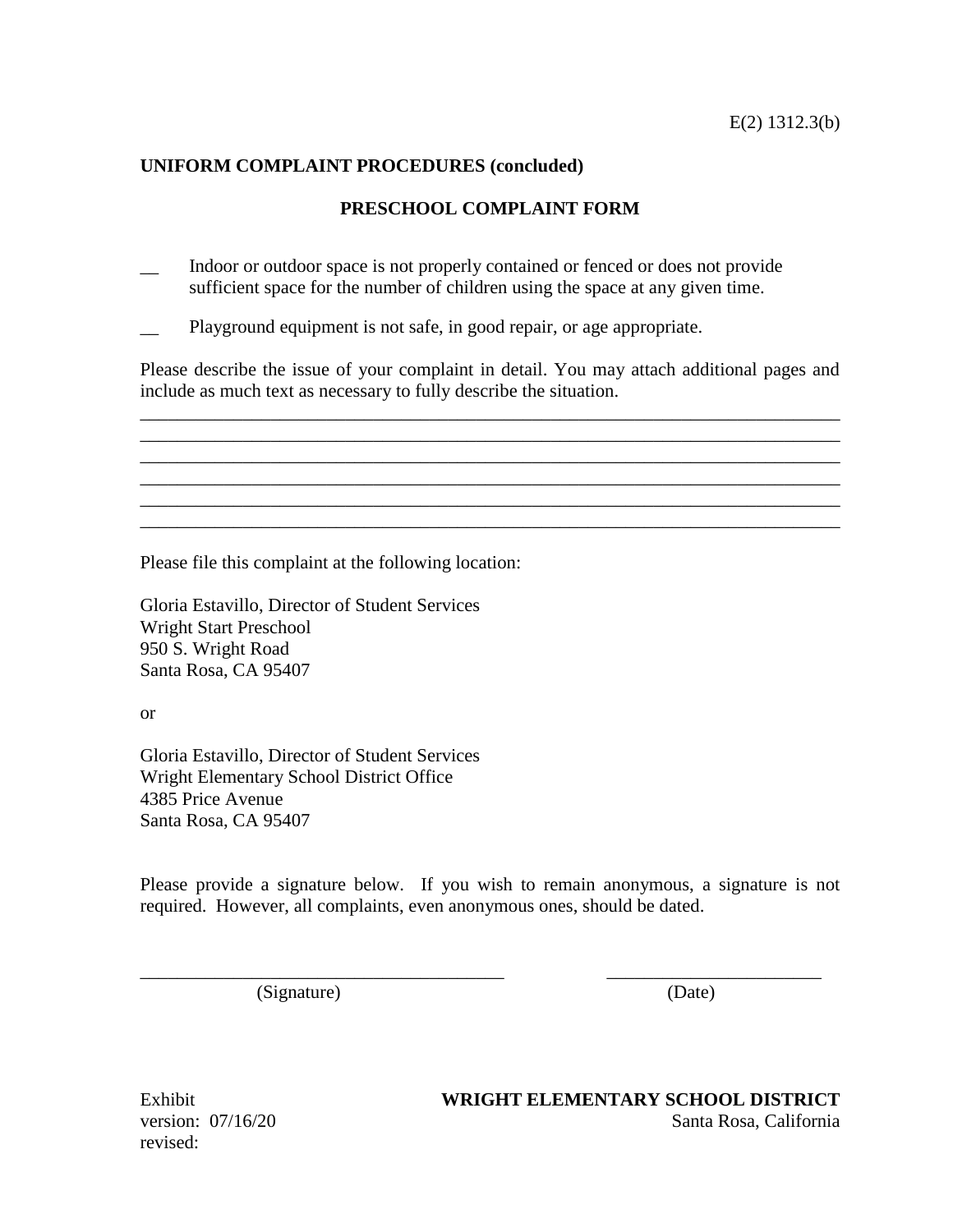E(2) 1312.3(b)

**UNIFORM COMPLAINT PROCEDURES (concluded)**

**PRESCHOOL COMPLAINT FORM**

__ Indoor or outdoor space is not properly contained or fenced or does not provide sufficient space for the number of children using the space at any given time.

__ Playground equipment is not safe, in good repair, or age appropriate.

Please describe the issue of your complaint in detail. You may attach additional pages and include as much text as necessary to fully describe the situation.

_____________________________________________________________________________
_____________________________________________________________________________
_____________________________________________________________________________
_____________________________________________________________________________
_____________________________________________________________________________
_____________________________________________________________________________

Please file this complaint at the following location:

Gloria Estavillo, Director of Student Services
Wright Start Preschool
950 S. Wright Road
Santa Rosa, CA 95407

or

Gloria Estavillo, Director of Student Services
Wright Elementary School District Office
4385 Price Avenue
Santa Rosa, CA 95407

Please provide a signature below. If you wish to remain anonymous, a signature is not required. However, all complaints, even anonymous ones, should be dated.

________________________________________ ________________________
(Signature) (Date)

Exhibit
version: 07/16/20
revised:

**WRIGHT ELEMENTARY SCHOOL DISTRICT**
Santa Rosa, California